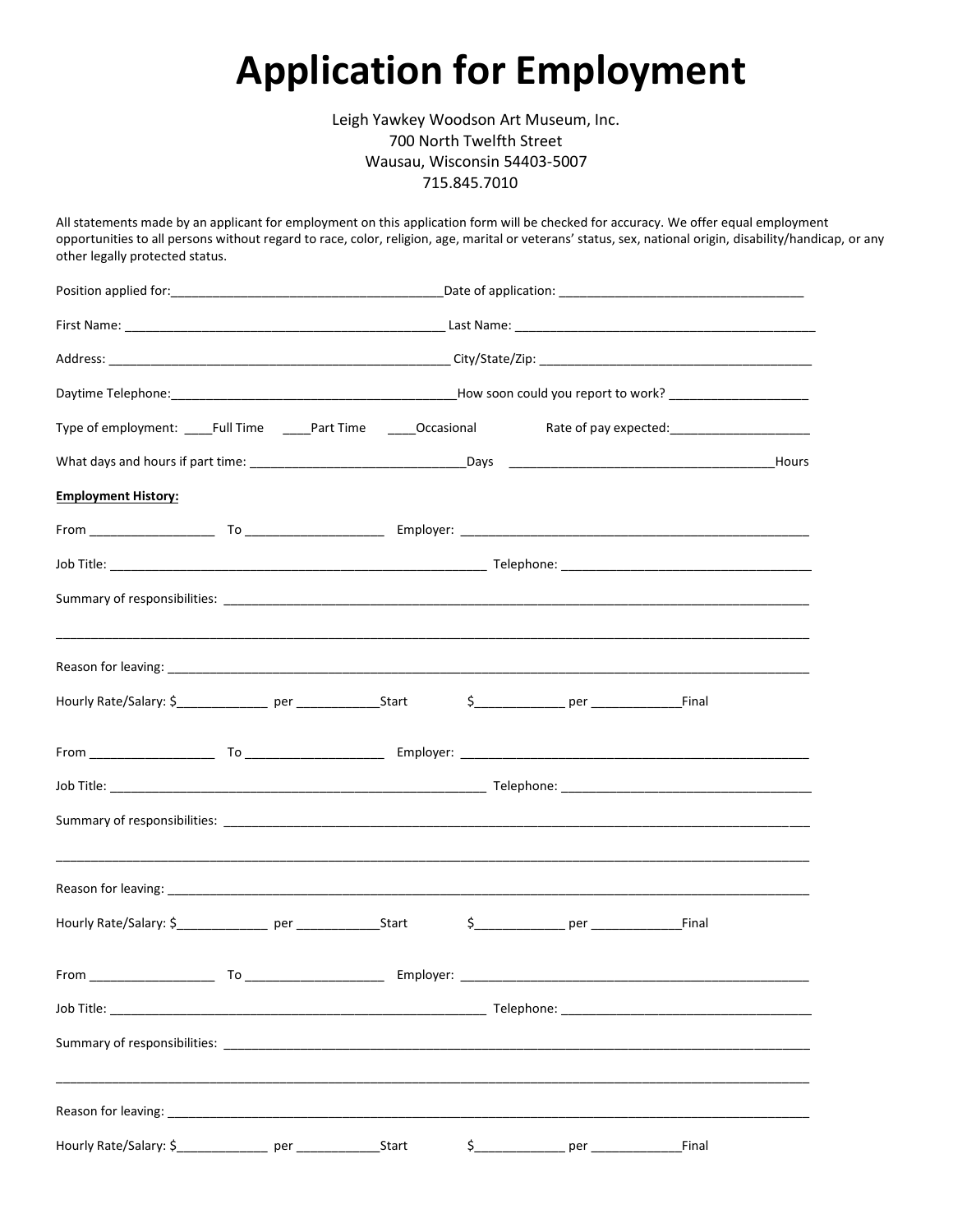# Application for Employment

Leigh Yawkey Woodson Art Museum, Inc.
700 North Twelfth Street
Wausau, Wisconsin 54403-5007
715.845.7010

All statements made by an applicant for employment on this application form will be checked for accuracy. We offer equal employment opportunities to all persons without regard to race, color, religion, age, marital or veterans' status, sex, national origin, disability/handicap, or any other legally protected status.

Position applied for:_______________________________________ Date of application: ___________________________________

First Name: _______________________________________________ Last Name: ____________________________________________

Address: __________________________________________________ City/State/Zip: _______________________________________

Daytime Telephone:_________________________________________ How soon could you report to work? ___________________

Type of employment: ____Full Time ____Part Time ____Occasional Rate of pay expected:____________________

What days and hours if part time: _______________________________Days ______________________________________Hours

**Employment History:**

From _________________ To ___________________ Employer: ___________________________________________________

Job Title: _____________________________________________________ Telephone: ____________________________________

Summary of responsibilities: ______________________________________________________________________________________

___________________________________________________________________________________________________________

Reason for leaving: _______________________________________________________________________________________________

Hourly Rate/Salary: $_____________ per ____________Start $_____________ per _____________Final

From _________________ To ___________________ Employer: ___________________________________________________

Job Title: _____________________________________________________ Telephone: ____________________________________

Summary of responsibilities: ______________________________________________________________________________________

___________________________________________________________________________________________________________

Reason for leaving: _______________________________________________________________________________________________

Hourly Rate/Salary: $_____________ per ____________Start $_____________ per _____________Final

From _________________ To ___________________ Employer: ___________________________________________________

Job Title: _____________________________________________________ Telephone: ____________________________________

Summary of responsibilities: ______________________________________________________________________________________

___________________________________________________________________________________________________________

Reason for leaving: _______________________________________________________________________________________________

Hourly Rate/Salary: $_____________ per ____________Start $_____________ per _____________Final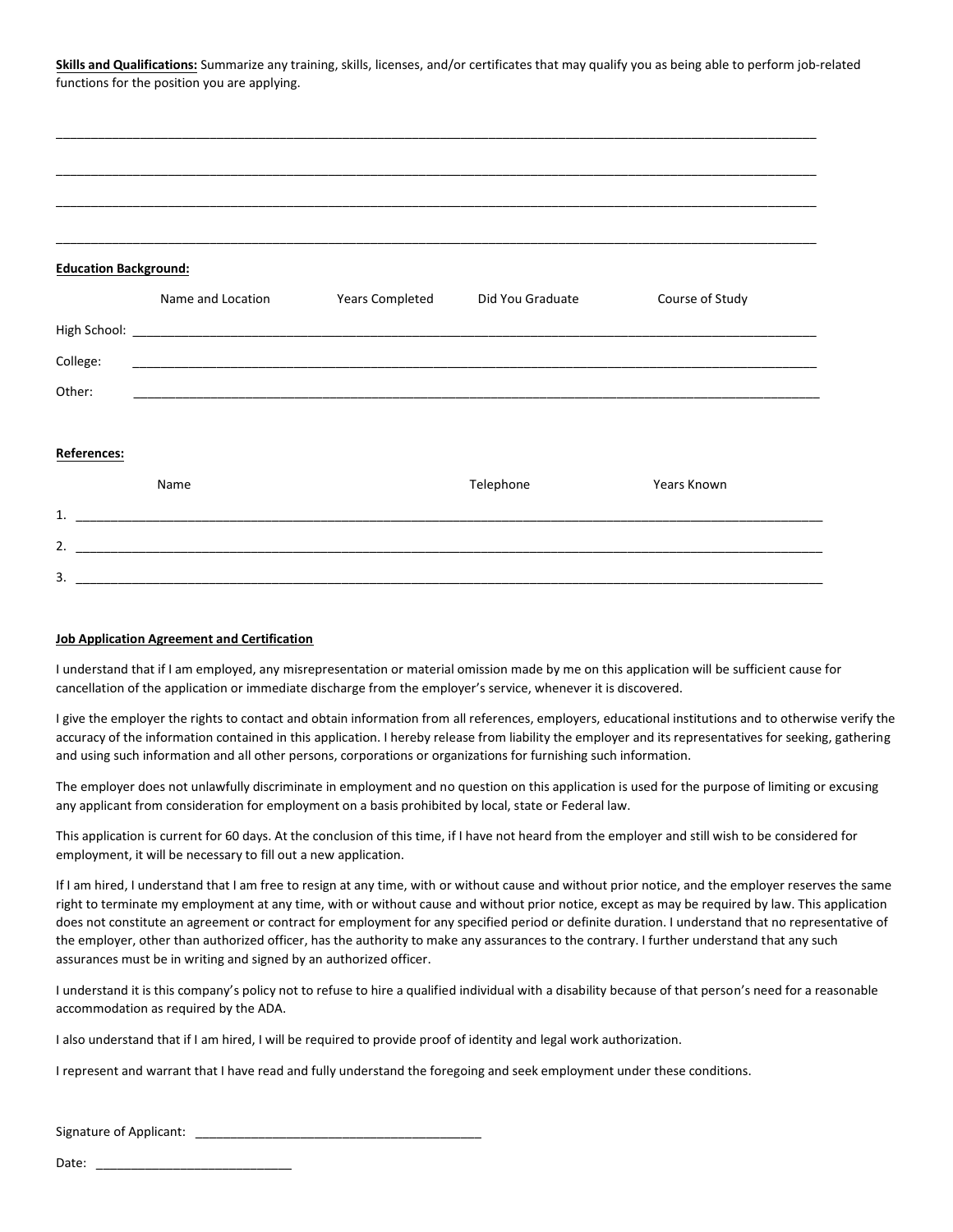**Skills and Qualifications:** Summarize any training, skills, licenses, and/or certificates that may qualify you as being able to perform job-related functions for the position you are applying.

\_\_\_\_\_\_\_\_\_\_\_\_\_\_\_\_\_\_\_\_\_\_\_\_\_\_\_\_\_\_\_\_\_\_\_\_\_\_\_\_\_\_\_\_\_\_\_\_\_\_\_\_\_\_\_\_\_\_\_\_\_\_\_\_\_\_\_\_\_\_\_\_\_\_\_\_\_\_

\_\_\_\_\_\_\_\_\_\_\_\_\_\_\_\_\_\_\_\_\_\_\_\_\_\_\_\_\_\_\_\_\_\_\_\_\_\_\_\_\_\_\_\_\_\_\_\_\_\_\_\_\_\_\_\_\_\_\_\_\_\_\_\_\_\_\_\_\_\_\_\_\_\_\_\_\_\_

\_\_\_\_\_\_\_\_\_\_\_\_\_\_\_\_\_\_\_\_\_\_\_\_\_\_\_\_\_\_\_\_\_\_\_\_\_\_\_\_\_\_\_\_\_\_\_\_\_\_\_\_\_\_\_\_\_\_\_\_\_\_\_\_\_\_\_\_\_\_\_\_\_\_\_\_\_\_

\_\_\_\_\_\_\_\_\_\_\_\_\_\_\_\_\_\_\_\_\_\_\_\_\_\_\_\_\_\_\_\_\_\_\_\_\_\_\_\_\_\_\_\_\_\_\_\_\_\_\_\_\_\_\_\_\_\_\_\_\_\_\_\_\_\_\_\_\_\_\_\_\_\_\_\_\_\_

**Education Background:**

| | Name and Location | Years Completed | Did You Graduate | Course of Study |
|---|---|---|---|---|
| High School: | | | | |
| College: | | | | |
| Other: | | | | |

**References:**

| | Name | Telephone | Years Known |
|---|---|---|---|
| 1. | | | |
| 2. | | | |
| 3. | | | |

**Job Application Agreement and Certification**

I understand that if I am employed, any misrepresentation or material omission made by me on this application will be sufficient cause for cancellation of the application or immediate discharge from the employer's service, whenever it is discovered.

I give the employer the rights to contact and obtain information from all references, employers, educational institutions and to otherwise verify the accuracy of the information contained in this application. I hereby release from liability the employer and its representatives for seeking, gathering and using such information and all other persons, corporations or organizations for furnishing such information.

The employer does not unlawfully discriminate in employment and no question on this application is used for the purpose of limiting or excusing any applicant from consideration for employment on a basis prohibited by local, state or Federal law.

This application is current for 60 days. At the conclusion of this time, if I have not heard from the employer and still wish to be considered for employment, it will be necessary to fill out a new application.

If I am hired, I understand that I am free to resign at any time, with or without cause and without prior notice, and the employer reserves the same right to terminate my employment at any time, with or without cause and without prior notice, except as may be required by law. This application does not constitute an agreement or contract for employment for any specified period or definite duration. I understand that no representative of the employer, other than authorized officer, has the authority to make any assurances to the contrary. I further understand that any such assurances must be in writing and signed by an authorized officer.

I understand it is this company's policy not to refuse to hire a qualified individual with a disability because of that person's need for a reasonable accommodation as required by the ADA.

I also understand that if I am hired, I will be required to provide proof of identity and legal work authorization.

I represent and warrant that I have read and fully understand the foregoing and seek employment under these conditions.

Signature of Applicant: \_\_\_\_\_\_\_\_\_\_\_\_\_\_\_\_\_\_\_\_\_\_\_\_\_\_\_\_\_\_\_\_\_\_\_\_\_\_\_\_

Date: \_\_\_\_\_\_\_\_\_\_\_\_\_\_\_\_\_\_\_\_\_\_\_\_\_\_\_\_